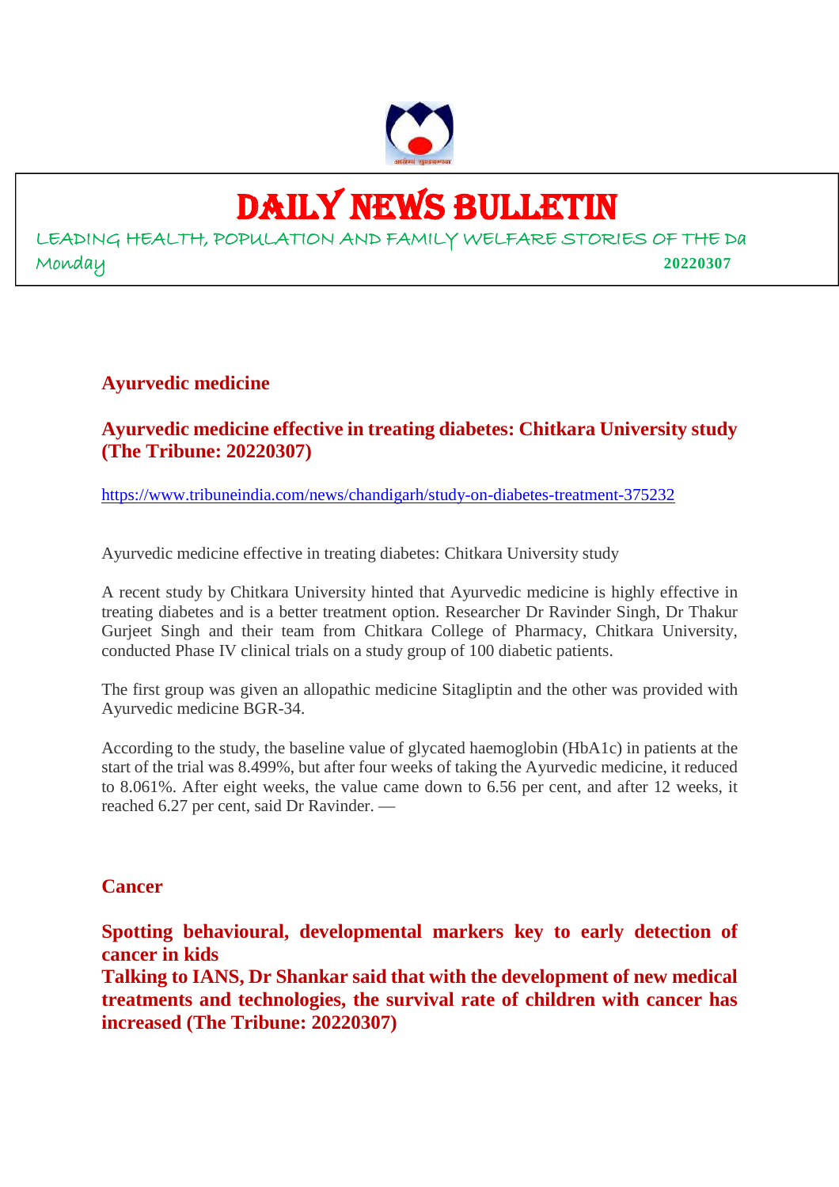# DAILY NEWS BULLETIN

LEADING HEALTH, POPULATION AND FAMILY WELFARE STORIES OF THE Da

Monday **20220307**

## Ayurvedic medicine

### Ayurvedic medicine effective in treating diabetes: Chitkara University study (The Tribune: 20220307)

https://www.tribuneindia.com/news/chandigarh/study-on-diabetes-treatment-375232

Ayurvedic medicine effective in treating diabetes: Chitkara University study

A recent study by Chitkara University hinted that Ayurvedic medicine is highly effective in treating diabetes and is a better treatment option. Researcher Dr Ravinder Singh, Dr Thakur Gurjeet Singh and their team from Chitkara College of Pharmacy, Chitkara University, conducted Phase IV clinical trials on a study group of 100 diabetic patients.

The first group was given an allopathic medicine Sitagliptin and the other was provided with Ayurvedic medicine BGR-34.

According to the study, the baseline value of glycated haemoglobin (HbA1c) in patients at the start of the trial was 8.499%, but after four weeks of taking the Ayurvedic medicine, it reduced to 8.061%. After eight weeks, the value came down to 6.56 per cent, and after 12 weeks, it reached 6.27 per cent, said Dr Ravinder. —

## Cancer

### Spotting behavioural, developmental markers key to early detection of cancer in kids

### Talking to IANS, Dr Shankar said that with the development of new medical treatments and technologies, the survival rate of children with cancer has increased (The Tribune: 20220307)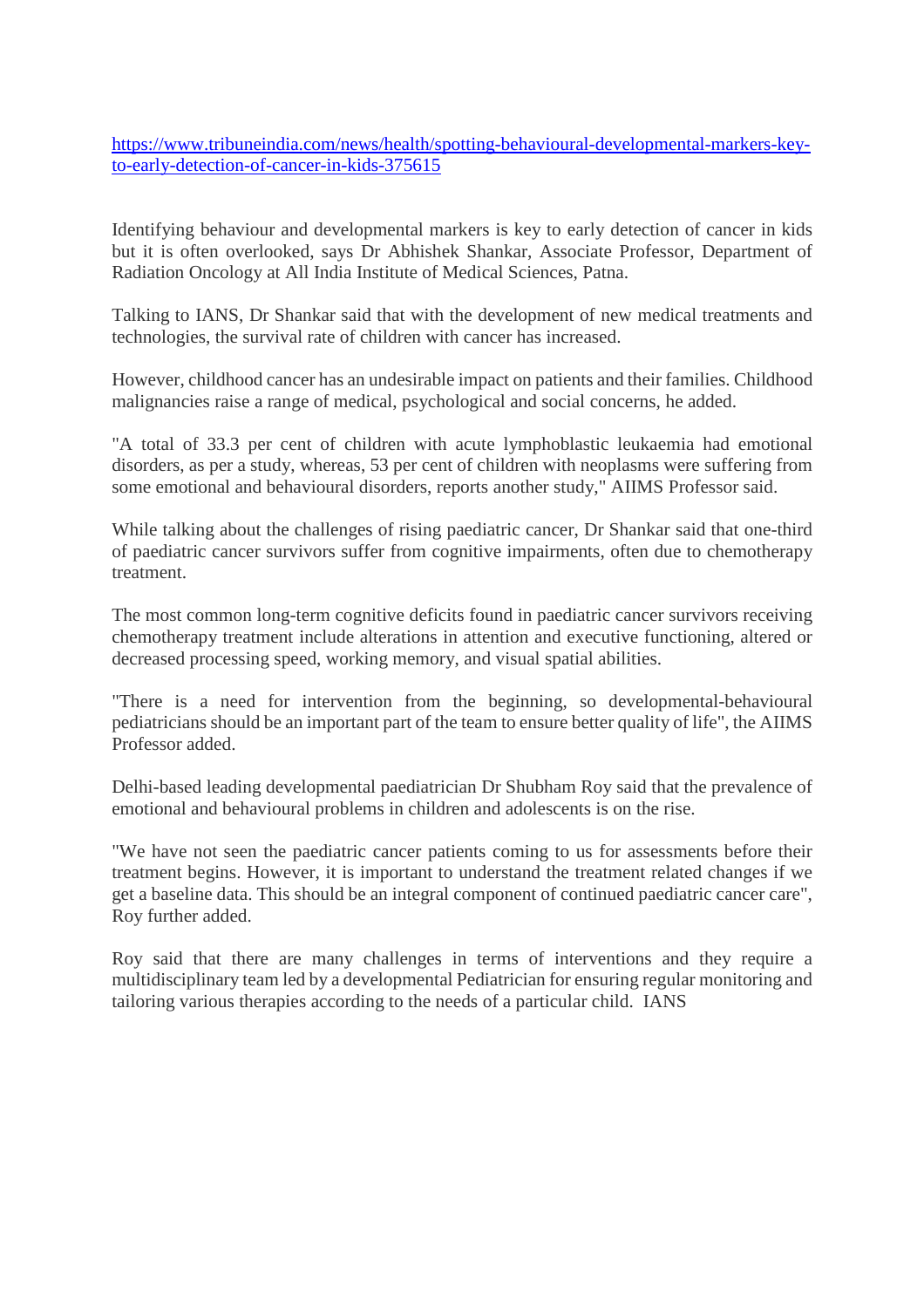https://www.tribuneindia.com/news/health/spotting-behavioural-developmental-markers-key-to-early-detection-of-cancer-in-kids-375615

Identifying behaviour and developmental markers is key to early detection of cancer in kids but it is often overlooked, says Dr Abhishek Shankar, Associate Professor, Department of Radiation Oncology at All India Institute of Medical Sciences, Patna.

Talking to IANS, Dr Shankar said that with the development of new medical treatments and technologies, the survival rate of children with cancer has increased.

However, childhood cancer has an undesirable impact on patients and their families. Childhood malignancies raise a range of medical, psychological and social concerns, he added.

"A total of 33.3 per cent of children with acute lymphoblastic leukaemia had emotional disorders, as per a study, whereas, 53 per cent of children with neoplasms were suffering from some emotional and behavioural disorders, reports another study," AIIMS Professor said.

While talking about the challenges of rising paediatric cancer, Dr Shankar said that one-third of paediatric cancer survivors suffer from cognitive impairments, often due to chemotherapy treatment.

The most common long-term cognitive deficits found in paediatric cancer survivors receiving chemotherapy treatment include alterations in attention and executive functioning, altered or decreased processing speed, working memory, and visual spatial abilities.

"There is a need for intervention from the beginning, so developmental-behavioural pediatricians should be an important part of the team to ensure better quality of life", the AIIMS Professor added.

Delhi-based leading developmental paediatrician Dr Shubham Roy said that the prevalence of emotional and behavioural problems in children and adolescents is on the rise.

"We have not seen the paediatric cancer patients coming to us for assessments before their treatment begins. However, it is important to understand the treatment related changes if we get a baseline data. This should be an integral component of continued paediatric cancer care", Roy further added.

Roy said that there are many challenges in terms of interventions and they require a multidisciplinary team led by a developmental Pediatrician for ensuring regular monitoring and tailoring various therapies according to the needs of a particular child. IANS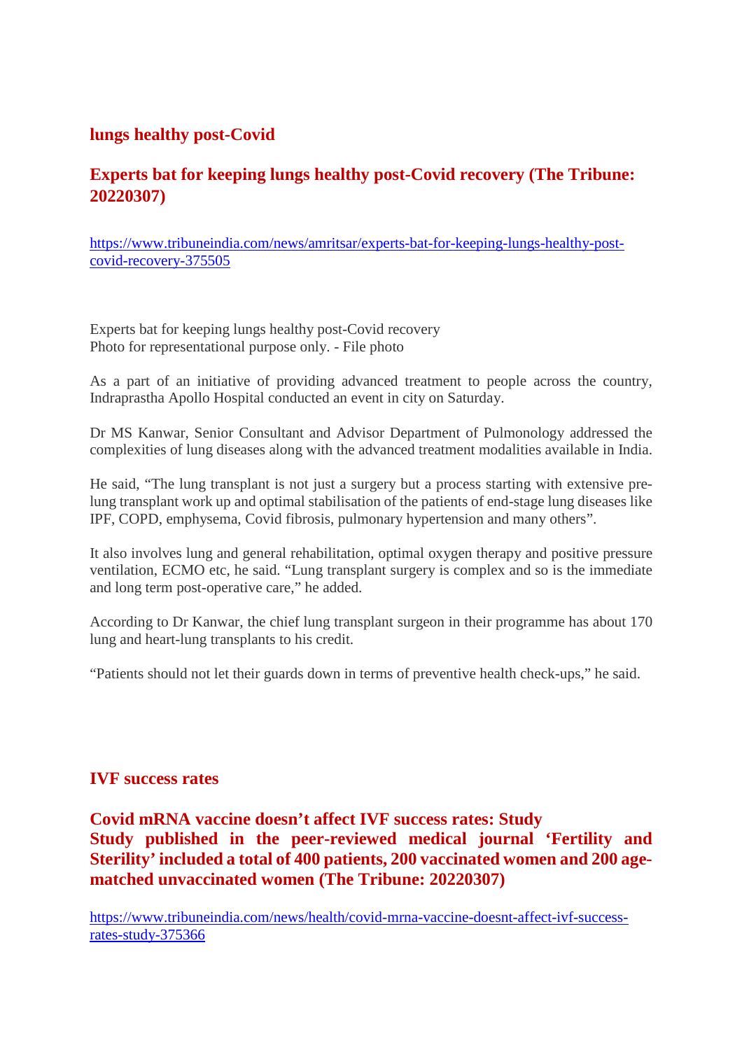## lungs healthy post-Covid

## Experts bat for keeping lungs healthy post-Covid recovery (The Tribune: 20220307)

https://www.tribuneindia.com/news/amritsar/experts-bat-for-keeping-lungs-healthy-post-covid-recovery-375505

Experts bat for keeping lungs healthy post-Covid recovery
Photo for representational purpose only. - File photo

As a part of an initiative of providing advanced treatment to people across the country, Indraprastha Apollo Hospital conducted an event in city on Saturday.

Dr MS Kanwar, Senior Consultant and Advisor Department of Pulmonology addressed the complexities of lung diseases along with the advanced treatment modalities available in India.

He said, “The lung transplant is not just a surgery but a process starting with extensive pre-lung transplant work up and optimal stabilisation of the patients of end-stage lung diseases like IPF, COPD, emphysema, Covid fibrosis, pulmonary hypertension and many others”.

It also involves lung and general rehabilitation, optimal oxygen therapy and positive pressure ventilation, ECMO etc, he said. “Lung transplant surgery is complex and so is the immediate and long term post-operative care,” he added.

According to Dr Kanwar, the chief lung transplant surgeon in their programme has about 170 lung and heart-lung transplants to his credit.

“Patients should not let their guards down in terms of preventive health check-ups,” he said.

## IVF success rates

## Covid mRNA vaccine doesn’t affect IVF success rates: Study Study published in the peer-reviewed medical journal ‘Fertility and Sterility’ included a total of 400 patients, 200 vaccinated women and 200 age-matched unvaccinated women (The Tribune: 20220307)

https://www.tribuneindia.com/news/health/covid-mrna-vaccine-doesnt-affect-ivf-success-rates-study-375366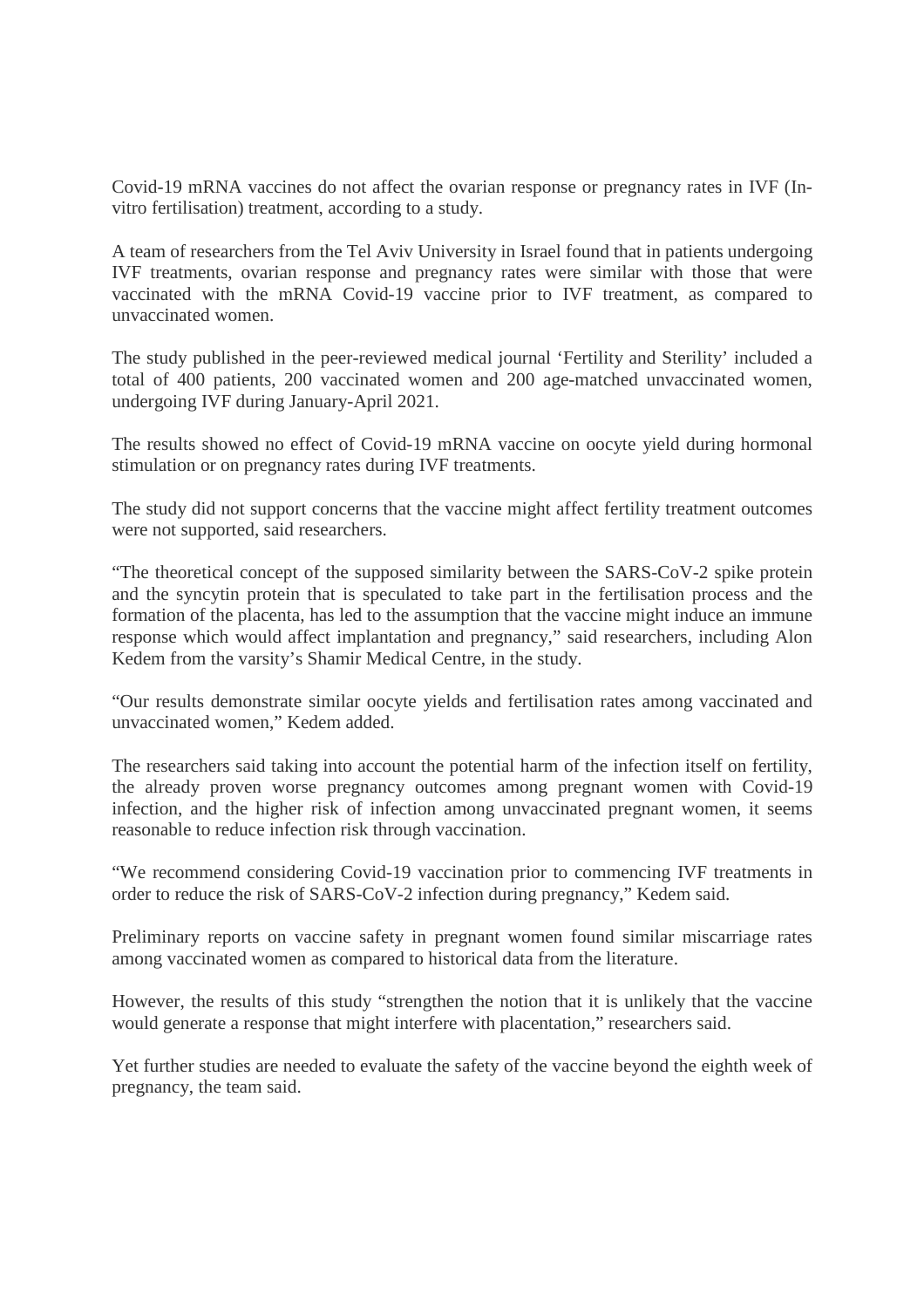Covid-19 mRNA vaccines do not affect the ovarian response or pregnancy rates in IVF (In-vitro fertilisation) treatment, according to a study.

A team of researchers from the Tel Aviv University in Israel found that in patients undergoing IVF treatments, ovarian response and pregnancy rates were similar with those that were vaccinated with the mRNA Covid-19 vaccine prior to IVF treatment, as compared to unvaccinated women.

The study published in the peer-reviewed medical journal 'Fertility and Sterility' included a total of 400 patients, 200 vaccinated women and 200 age-matched unvaccinated women, undergoing IVF during January-April 2021.

The results showed no effect of Covid-19 mRNA vaccine on oocyte yield during hormonal stimulation or on pregnancy rates during IVF treatments.

The study did not support concerns that the vaccine might affect fertility treatment outcomes were not supported, said researchers.

"The theoretical concept of the supposed similarity between the SARS-CoV-2 spike protein and the syncytin protein that is speculated to take part in the fertilisation process and the formation of the placenta, has led to the assumption that the vaccine might induce an immune response which would affect implantation and pregnancy," said researchers, including Alon Kedem from the varsity's Shamir Medical Centre, in the study.

"Our results demonstrate similar oocyte yields and fertilisation rates among vaccinated and unvaccinated women," Kedem added.

The researchers said taking into account the potential harm of the infection itself on fertility, the already proven worse pregnancy outcomes among pregnant women with Covid-19 infection, and the higher risk of infection among unvaccinated pregnant women, it seems reasonable to reduce infection risk through vaccination.

"We recommend considering Covid-19 vaccination prior to commencing IVF treatments in order to reduce the risk of SARS-CoV-2 infection during pregnancy," Kedem said.

Preliminary reports on vaccine safety in pregnant women found similar miscarriage rates among vaccinated women as compared to historical data from the literature.

However, the results of this study "strengthen the notion that it is unlikely that the vaccine would generate a response that might interfere with placentation," researchers said.

Yet further studies are needed to evaluate the safety of the vaccine beyond the eighth week of pregnancy, the team said.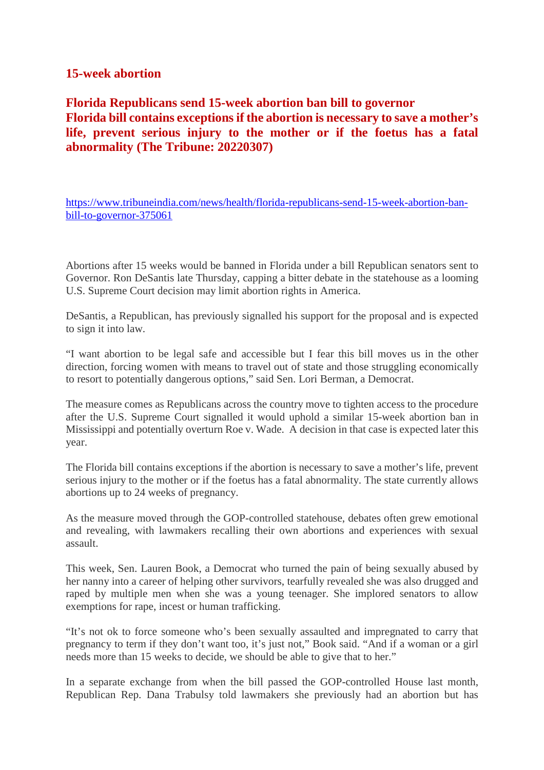## 15-week abortion

## Florida Republicans send 15-week abortion ban bill to governor
**Florida bill contains exceptions if the abortion is necessary to save a mother's life, prevent serious injury to the mother or if the foetus has a fatal abnormality (The Tribune: 20220307)**

https://www.tribuneindia.com/news/health/florida-republicans-send-15-week-abortion-ban-bill-to-governor-375061

Abortions after 15 weeks would be banned in Florida under a bill Republican senators sent to Governor. Ron DeSantis late Thursday, capping a bitter debate in the statehouse as a looming U.S. Supreme Court decision may limit abortion rights in America.

DeSantis, a Republican, has previously signalled his support for the proposal and is expected to sign it into law.

"I want abortion to be legal safe and accessible but I fear this bill moves us in the other direction, forcing women with means to travel out of state and those struggling economically to resort to potentially dangerous options," said Sen. Lori Berman, a Democrat.

The measure comes as Republicans across the country move to tighten access to the procedure after the U.S. Supreme Court signalled it would uphold a similar 15-week abortion ban in Mississippi and potentially overturn Roe v. Wade. A decision in that case is expected later this year.

The Florida bill contains exceptions if the abortion is necessary to save a mother's life, prevent serious injury to the mother or if the foetus has a fatal abnormality. The state currently allows abortions up to 24 weeks of pregnancy.

As the measure moved through the GOP-controlled statehouse, debates often grew emotional and revealing, with lawmakers recalling their own abortions and experiences with sexual assault.

This week, Sen. Lauren Book, a Democrat who turned the pain of being sexually abused by her nanny into a career of helping other survivors, tearfully revealed she was also drugged and raped by multiple men when she was a young teenager. She implored senators to allow exemptions for rape, incest or human trafficking.

"It's not ok to force someone who's been sexually assaulted and impregnated to carry that pregnancy to term if they don't want too, it's just not," Book said. "And if a woman or a girl needs more than 15 weeks to decide, we should be able to give that to her."

In a separate exchange from when the bill passed the GOP-controlled House last month, Republican Rep. Dana Trabulsy told lawmakers she previously had an abortion but has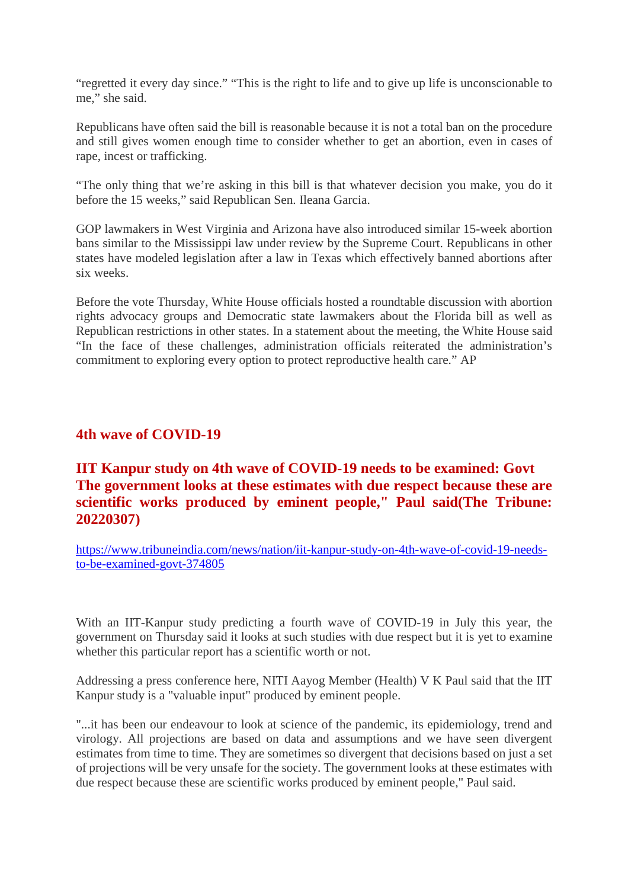“regretted it every day since.” “This is the right to life and to give up life is unconscionable to me,” she said.

Republicans have often said the bill is reasonable because it is not a total ban on the procedure and still gives women enough time to consider whether to get an abortion, even in cases of rape, incest or trafficking.

“The only thing that we’re asking in this bill is that whatever decision you make, you do it before the 15 weeks,” said Republican Sen. Ileana Garcia.

GOP lawmakers in West Virginia and Arizona have also introduced similar 15-week abortion bans similar to the Mississippi law under review by the Supreme Court. Republicans in other states have modeled legislation after a law in Texas which effectively banned abortions after six weeks.

Before the vote Thursday, White House officials hosted a roundtable discussion with abortion rights advocacy groups and Democratic state lawmakers about the Florida bill as well as Republican restrictions in other states. In a statement about the meeting, the White House said “In the face of these challenges, administration officials reiterated the administration’s commitment to exploring every option to protect reproductive health care.” AP

## 4th wave of COVID-19

## IIT Kanpur study on 4th wave of COVID-19 needs to be examined: Govt The government looks at these estimates with due respect because these are scientific works produced by eminent people," Paul said(The Tribune: 20220307)

https://www.tribuneindia.com/news/nation/iit-kanpur-study-on-4th-wave-of-covid-19-needs-to-be-examined-govt-374805

With an IIT-Kanpur study predicting a fourth wave of COVID-19 in July this year, the government on Thursday said it looks at such studies with due respect but it is yet to examine whether this particular report has a scientific worth or not.

Addressing a press conference here, NITI Aayog Member (Health) V K Paul said that the IIT Kanpur study is a "valuable input" produced by eminent people.

"...it has been our endeavour to look at science of the pandemic, its epidemiology, trend and virology. All projections are based on data and assumptions and we have seen divergent estimates from time to time. They are sometimes so divergent that decisions based on just a set of projections will be very unsafe for the society. The government looks at these estimates with due respect because these are scientific works produced by eminent people," Paul said.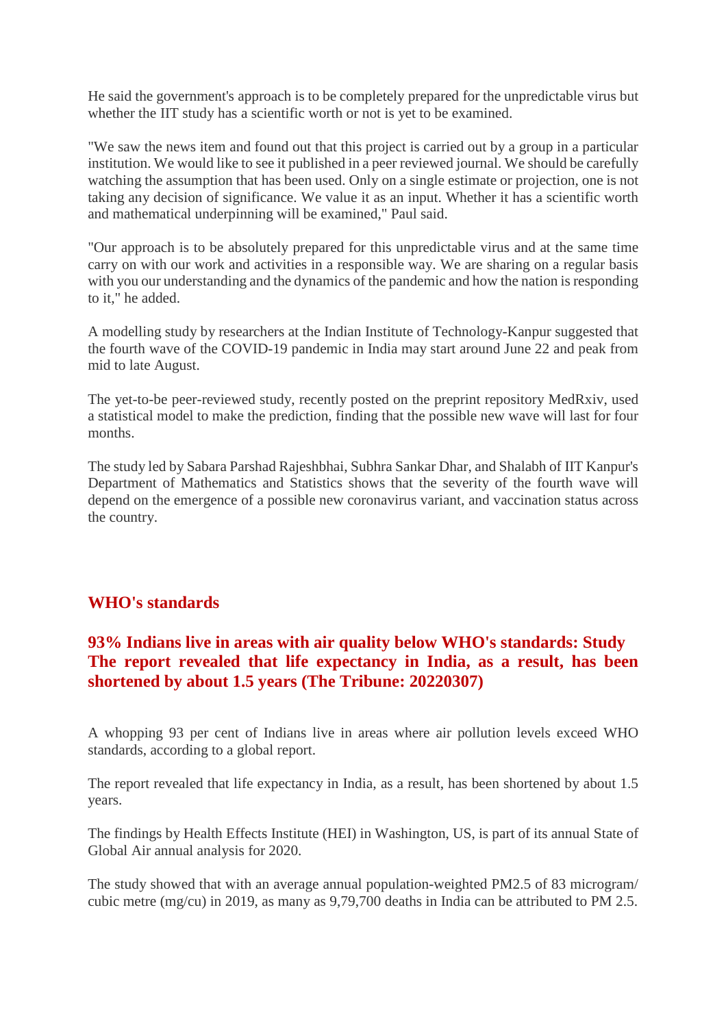He said the government's approach is to be completely prepared for the unpredictable virus but whether the IIT study has a scientific worth or not is yet to be examined.

"We saw the news item and found out that this project is carried out by a group in a particular institution. We would like to see it published in a peer reviewed journal. We should be carefully watching the assumption that has been used. Only on a single estimate or projection, one is not taking any decision of significance. We value it as an input. Whether it has a scientific worth and mathematical underpinning will be examined," Paul said.

"Our approach is to be absolutely prepared for this unpredictable virus and at the same time carry on with our work and activities in a responsible way. We are sharing on a regular basis with you our understanding and the dynamics of the pandemic and how the nation is responding to it," he added.

A modelling study by researchers at the Indian Institute of Technology-Kanpur suggested that the fourth wave of the COVID-19 pandemic in India may start around June 22 and peak from mid to late August.

The yet-to-be peer-reviewed study, recently posted on the preprint repository MedRxiv, used a statistical model to make the prediction, finding that the possible new wave will last for four months.

The study led by Sabara Parshad Rajeshbhai, Subhra Sankar Dhar, and Shalabh of IIT Kanpur's Department of Mathematics and Statistics shows that the severity of the fourth wave will depend on the emergence of a possible new coronavirus variant, and vaccination status across the country.

## WHO's standards

### 93% Indians live in areas with air quality below WHO's standards: Study The report revealed that life expectancy in India, as a result, has been shortened by about 1.5 years (The Tribune: 20220307)

A whopping 93 per cent of Indians live in areas where air pollution levels exceed WHO standards, according to a global report.

The report revealed that life expectancy in India, as a result, has been shortened by about 1.5 years.

The findings by Health Effects Institute (HEI) in Washington, US, is part of its annual State of Global Air annual analysis for 2020.

The study showed that with an average annual population-weighted PM2.5 of 83 microgram/ cubic metre (mg/cu) in 2019, as many as 9,79,700 deaths in India can be attributed to PM 2.5.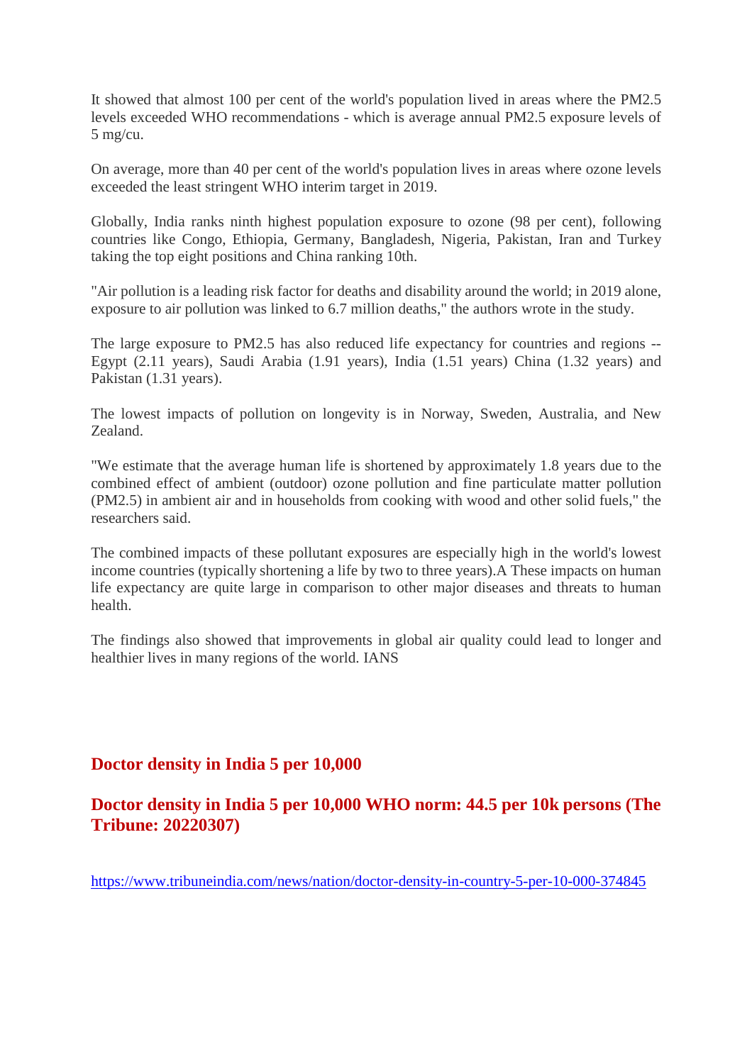It showed that almost 100 per cent of the world's population lived in areas where the PM2.5 levels exceeded WHO recommendations - which is average annual PM2.5 exposure levels of 5 mg/cu.

On average, more than 40 per cent of the world's population lives in areas where ozone levels exceeded the least stringent WHO interim target in 2019.

Globally, India ranks ninth highest population exposure to ozone (98 per cent), following countries like Congo, Ethiopia, Germany, Bangladesh, Nigeria, Pakistan, Iran and Turkey taking the top eight positions and China ranking 10th.

"Air pollution is a leading risk factor for deaths and disability around the world; in 2019 alone, exposure to air pollution was linked to 6.7 million deaths," the authors wrote in the study.

The large exposure to PM2.5 has also reduced life expectancy for countries and regions -- Egypt (2.11 years), Saudi Arabia (1.91 years), India (1.51 years) China (1.32 years) and Pakistan (1.31 years).

The lowest impacts of pollution on longevity is in Norway, Sweden, Australia, and New Zealand.

"We estimate that the average human life is shortened by approximately 1.8 years due to the combined effect of ambient (outdoor) ozone pollution and fine particulate matter pollution (PM2.5) in ambient air and in households from cooking with wood and other solid fuels," the researchers said.

The combined impacts of these pollutant exposures are especially high in the world's lowest income countries (typically shortening a life by two to three years).A These impacts on human life expectancy are quite large in comparison to other major diseases and threats to human health.

The findings also showed that improvements in global air quality could lead to longer and healthier lives in many regions of the world. IANS

## Doctor density in India 5 per 10,000

## Doctor density in India 5 per 10,000 WHO norm: 44.5 per 10k persons (The Tribune: 20220307)

https://www.tribuneindia.com/news/nation/doctor-density-in-country-5-per-10-000-374845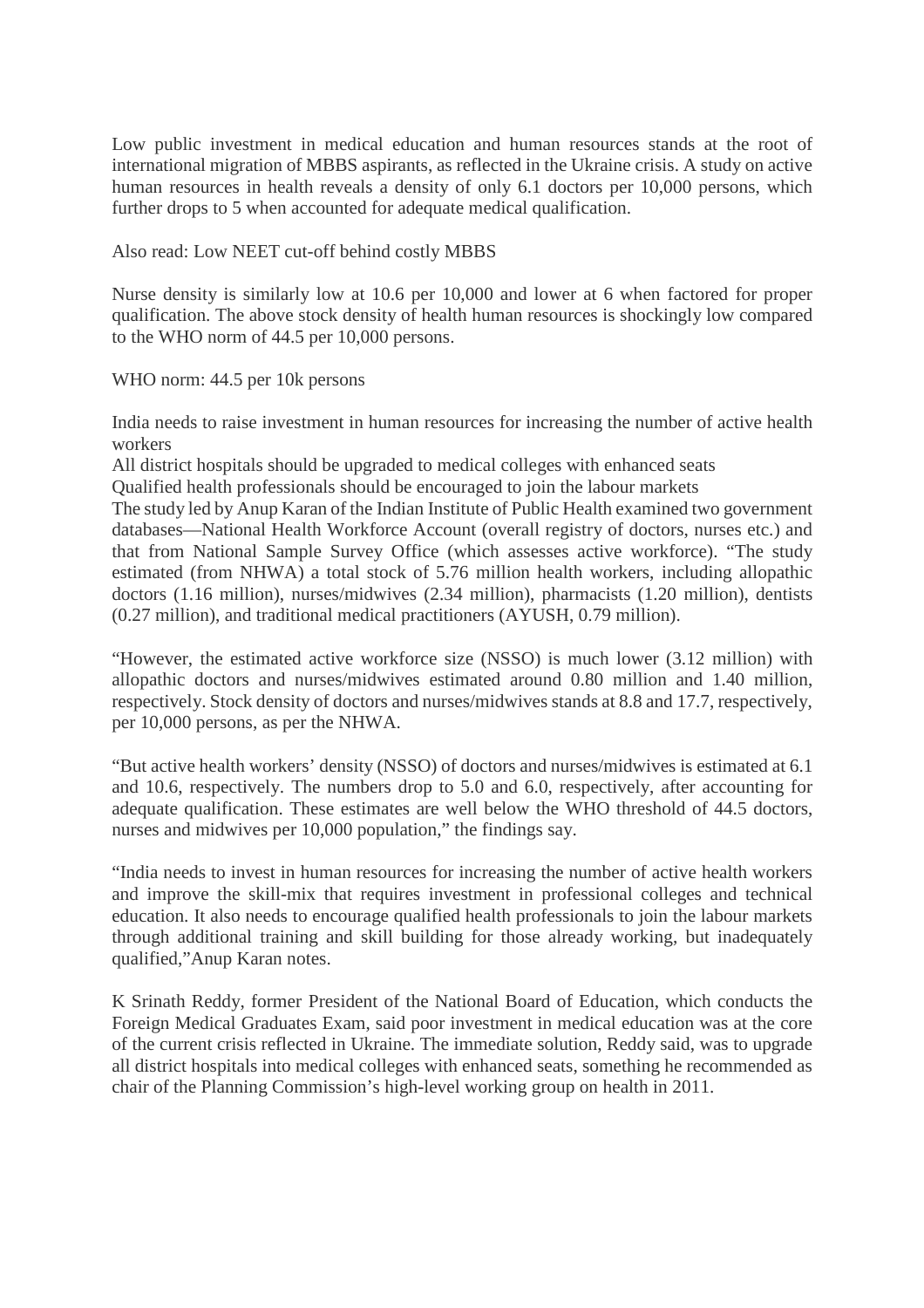Low public investment in medical education and human resources stands at the root of international migration of MBBS aspirants, as reflected in the Ukraine crisis. A study on active human resources in health reveals a density of only 6.1 doctors per 10,000 persons, which further drops to 5 when accounted for adequate medical qualification.

Also read: Low NEET cut-off behind costly MBBS

Nurse density is similarly low at 10.6 per 10,000 and lower at 6 when factored for proper qualification. The above stock density of health human resources is shockingly low compared to the WHO norm of 44.5 per 10,000 persons.

WHO norm: 44.5 per 10k persons

India needs to raise investment in human resources for increasing the number of active health workers
All district hospitals should be upgraded to medical colleges with enhanced seats
Qualified health professionals should be encouraged to join the labour markets
The study led by Anup Karan of the Indian Institute of Public Health examined two government databases—National Health Workforce Account (overall registry of doctors, nurses etc.) and that from National Sample Survey Office (which assesses active workforce). "The study estimated (from NHWA) a total stock of 5.76 million health workers, including allopathic doctors (1.16 million), nurses/midwives (2.34 million), pharmacists (1.20 million), dentists (0.27 million), and traditional medical practitioners (AYUSH, 0.79 million).

"However, the estimated active workforce size (NSSO) is much lower (3.12 million) with allopathic doctors and nurses/midwives estimated around 0.80 million and 1.40 million, respectively. Stock density of doctors and nurses/midwives stands at 8.8 and 17.7, respectively, per 10,000 persons, as per the NHWA.

"But active health workers' density (NSSO) of doctors and nurses/midwives is estimated at 6.1 and 10.6, respectively. The numbers drop to 5.0 and 6.0, respectively, after accounting for adequate qualification. These estimates are well below the WHO threshold of 44.5 doctors, nurses and midwives per 10,000 population," the findings say.

"India needs to invest in human resources for increasing the number of active health workers and improve the skill-mix that requires investment in professional colleges and technical education. It also needs to encourage qualified health professionals to join the labour markets through additional training and skill building for those already working, but inadequately qualified,"Anup Karan notes.

K Srinath Reddy, former President of the National Board of Education, which conducts the Foreign Medical Graduates Exam, said poor investment in medical education was at the core of the current crisis reflected in Ukraine. The immediate solution, Reddy said, was to upgrade all district hospitals into medical colleges with enhanced seats, something he recommended as chair of the Planning Commission's high-level working group on health in 2011.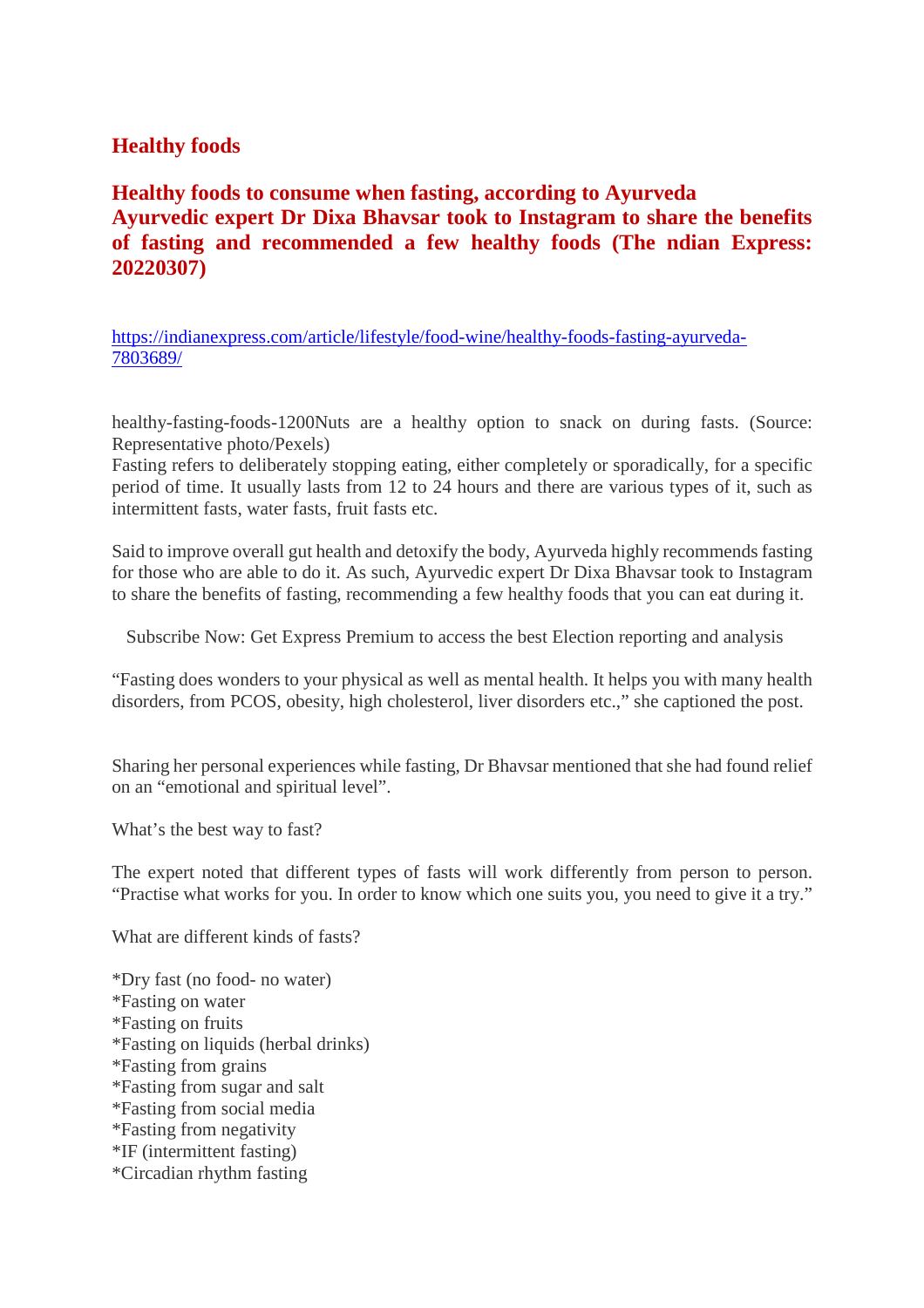## Healthy foods

## Healthy foods to consume when fasting, according to Ayurveda
## Ayurvedic expert Dr Dixa Bhavsar took to Instagram to share the benefits of fasting and recommended a few healthy foods (The ndian Express: 20220307)

https://indianexpress.com/article/lifestyle/food-wine/healthy-foods-fasting-ayurveda-7803689/

healthy-fasting-foods-1200Nuts are a healthy option to snack on during fasts. (Source: Representative photo/Pexels)
Fasting refers to deliberately stopping eating, either completely or sporadically, for a specific period of time. It usually lasts from 12 to 24 hours and there are various types of it, such as intermittent fasts, water fasts, fruit fasts etc.

Said to improve overall gut health and detoxify the body, Ayurveda highly recommends fasting for those who are able to do it. As such, Ayurvedic expert Dr Dixa Bhavsar took to Instagram to share the benefits of fasting, recommending a few healthy foods that you can eat during it.

Subscribe Now: Get Express Premium to access the best Election reporting and analysis

"Fasting does wonders to your physical as well as mental health. It helps you with many health disorders, from PCOS, obesity, high cholesterol, liver disorders etc.," she captioned the post.

Sharing her personal experiences while fasting, Dr Bhavsar mentioned that she had found relief on an "emotional and spiritual level".

What's the best way to fast?

The expert noted that different types of fasts will work differently from person to person. "Practise what works for you. In order to know which one suits you, you need to give it a try."

What are different kinds of fasts?

*Dry fast (no food- no water)
*Fasting on water
*Fasting on fruits
*Fasting on liquids (herbal drinks)
*Fasting from grains
*Fasting from sugar and salt
*Fasting from social media
*Fasting from negativity
*IF (intermittent fasting)
*Circadian rhythm fasting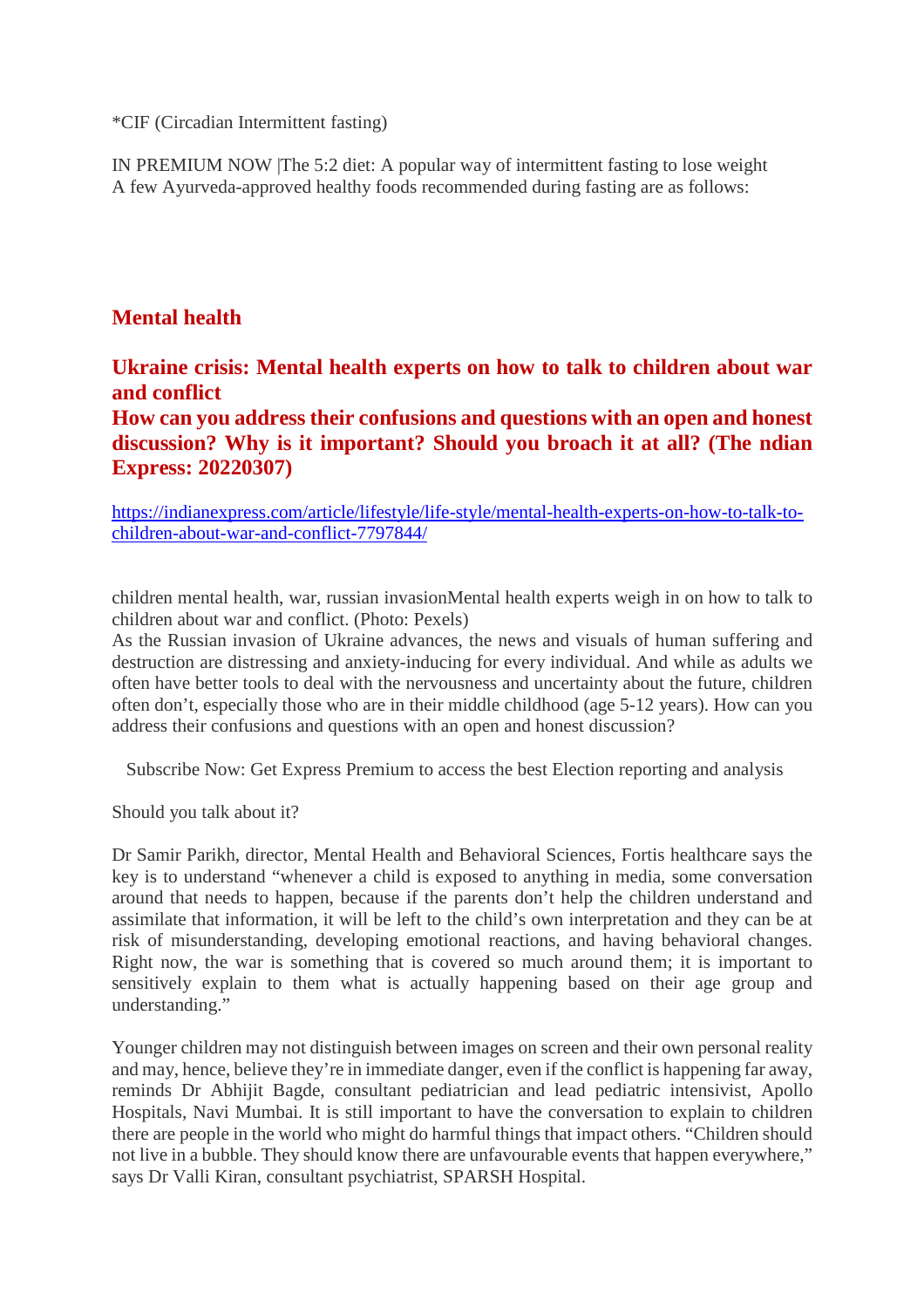*CIF (Circadian Intermittent fasting)

IN PREMIUM NOW |The 5:2 diet: A popular way of intermittent fasting to lose weight
A few Ayurveda-approved healthy foods recommended during fasting are as follows:

## Mental health

## Ukraine crisis: Mental health experts on how to talk to children about war and conflict
## How can you address their confusions and questions with an open and honest discussion? Why is it important? Should you broach it at all? (The ndian Express: 20220307)

https://indianexpress.com/article/lifestyle/life-style/mental-health-experts-on-how-to-talk-to-children-about-war-and-conflict-7797844/

children mental health, war, russian invasionMental health experts weigh in on how to talk to children about war and conflict. (Photo: Pexels)
As the Russian invasion of Ukraine advances, the news and visuals of human suffering and destruction are distressing and anxiety-inducing for every individual. And while as adults we often have better tools to deal with the nervousness and uncertainty about the future, children often don't, especially those who are in their middle childhood (age 5-12 years). How can you address their confusions and questions with an open and honest discussion?

Subscribe Now: Get Express Premium to access the best Election reporting and analysis

Should you talk about it?

Dr Samir Parikh, director, Mental Health and Behavioral Sciences, Fortis healthcare says the key is to understand "whenever a child is exposed to anything in media, some conversation around that needs to happen, because if the parents don't help the children understand and assimilate that information, it will be left to the child's own interpretation and they can be at risk of misunderstanding, developing emotional reactions, and having behavioral changes. Right now, the war is something that is covered so much around them; it is important to sensitively explain to them what is actually happening based on their age group and understanding."

Younger children may not distinguish between images on screen and their own personal reality and may, hence, believe they're in immediate danger, even if the conflict is happening far away, reminds Dr Abhijit Bagde, consultant pediatrician and lead pediatric intensivist, Apollo Hospitals, Navi Mumbai. It is still important to have the conversation to explain to children there are people in the world who might do harmful things that impact others. "Children should not live in a bubble. They should know there are unfavourable events that happen everywhere," says Dr Valli Kiran, consultant psychiatrist, SPARSH Hospital.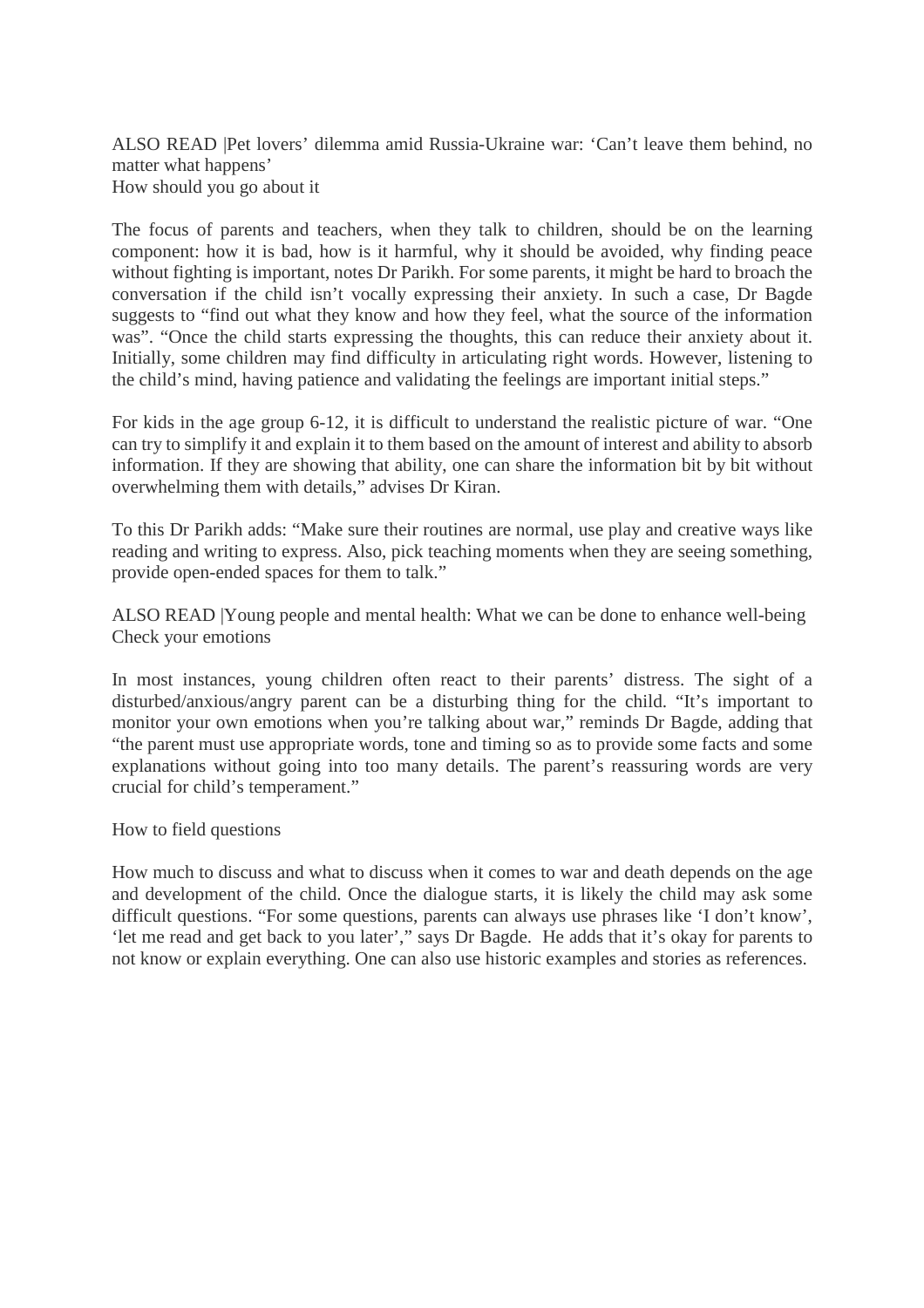ALSO READ |Pet lovers' dilemma amid Russia-Ukraine war: 'Can't leave them behind, no matter what happens'

## How should you go about it

The focus of parents and teachers, when they talk to children, should be on the learning component: how it is bad, how is it harmful, why it should be avoided, why finding peace without fighting is important, notes Dr Parikh. For some parents, it might be hard to broach the conversation if the child isn't vocally expressing their anxiety. In such a case, Dr Bagde suggests to "find out what they know and how they feel, what the source of the information was". "Once the child starts expressing the thoughts, this can reduce their anxiety about it. Initially, some children may find difficulty in articulating right words. However, listening to the child's mind, having patience and validating the feelings are important initial steps."

For kids in the age group 6-12, it is difficult to understand the realistic picture of war. "One can try to simplify it and explain it to them based on the amount of interest and ability to absorb information. If they are showing that ability, one can share the information bit by bit without overwhelming them with details," advises Dr Kiran.

To this Dr Parikh adds: "Make sure their routines are normal, use play and creative ways like reading and writing to express. Also, pick teaching moments when they are seeing something, provide open-ended spaces for them to talk."

ALSO READ |Young people and mental health: What we can be done to enhance well-being

## Check your emotions

In most instances, young children often react to their parents' distress. The sight of a disturbed/anxious/angry parent can be a disturbing thing for the child. "It's important to monitor your own emotions when you're talking about war," reminds Dr Bagde, adding that "the parent must use appropriate words, tone and timing so as to provide some facts and some explanations without going into too many details. The parent's reassuring words are very crucial for child's temperament."

## How to field questions

How much to discuss and what to discuss when it comes to war and death depends on the age and development of the child. Once the dialogue starts, it is likely the child may ask some difficult questions. "For some questions, parents can always use phrases like 'I don't know', 'let me read and get back to you later'," says Dr Bagde. He adds that it's okay for parents to not know or explain everything. One can also use historic examples and stories as references.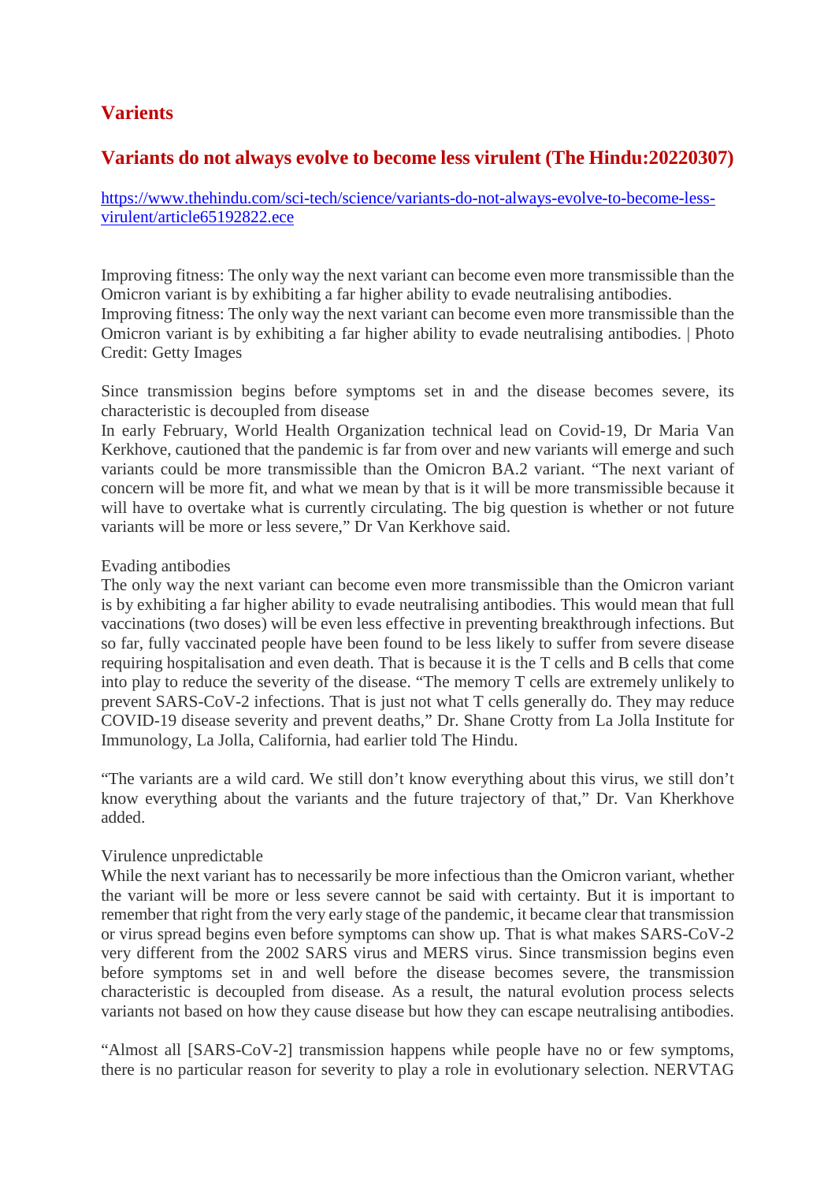## Varients

### Variants do not always evolve to become less virulent (The Hindu:20220307)

https://www.thehindu.com/sci-tech/science/variants-do-not-always-evolve-to-become-less-virulent/article65192822.ece

Improving fitness: The only way the next variant can become even more transmissible than the Omicron variant is by exhibiting a far higher ability to evade neutralising antibodies.
Improving fitness: The only way the next variant can become even more transmissible than the Omicron variant is by exhibiting a far higher ability to evade neutralising antibodies. | Photo Credit: Getty Images

Since transmission begins before symptoms set in and the disease becomes severe, its characteristic is decoupled from disease
In early February, World Health Organization technical lead on Covid-19, Dr Maria Van Kerkhove, cautioned that the pandemic is far from over and new variants will emerge and such variants could be more transmissible than the Omicron BA.2 variant. "The next variant of concern will be more fit, and what we mean by that is it will be more transmissible because it will have to overtake what is currently circulating. The big question is whether or not future variants will be more or less severe," Dr Van Kerkhove said.

Evading antibodies
The only way the next variant can become even more transmissible than the Omicron variant is by exhibiting a far higher ability to evade neutralising antibodies. This would mean that full vaccinations (two doses) will be even less effective in preventing breakthrough infections. But so far, fully vaccinated people have been found to be less likely to suffer from severe disease requiring hospitalisation and even death. That is because it is the T cells and B cells that come into play to reduce the severity of the disease. "The memory T cells are extremely unlikely to prevent SARS-CoV-2 infections. That is just not what T cells generally do. They may reduce COVID-19 disease severity and prevent deaths," Dr. Shane Crotty from La Jolla Institute for Immunology, La Jolla, California, had earlier told The Hindu.

"The variants are a wild card. We still don't know everything about this virus, we still don't know everything about the variants and the future trajectory of that," Dr. Van Kherkhove added.

Virulence unpredictable
While the next variant has to necessarily be more infectious than the Omicron variant, whether the variant will be more or less severe cannot be said with certainty. But it is important to remember that right from the very early stage of the pandemic, it became clear that transmission or virus spread begins even before symptoms can show up. That is what makes SARS-CoV-2 very different from the 2002 SARS virus and MERS virus. Since transmission begins even before symptoms set in and well before the disease becomes severe, the transmission characteristic is decoupled from disease. As a result, the natural evolution process selects variants not based on how they cause disease but how they can escape neutralising antibodies.

"Almost all [SARS-CoV-2] transmission happens while people have no or few symptoms, there is no particular reason for severity to play a role in evolutionary selection. NERVTAG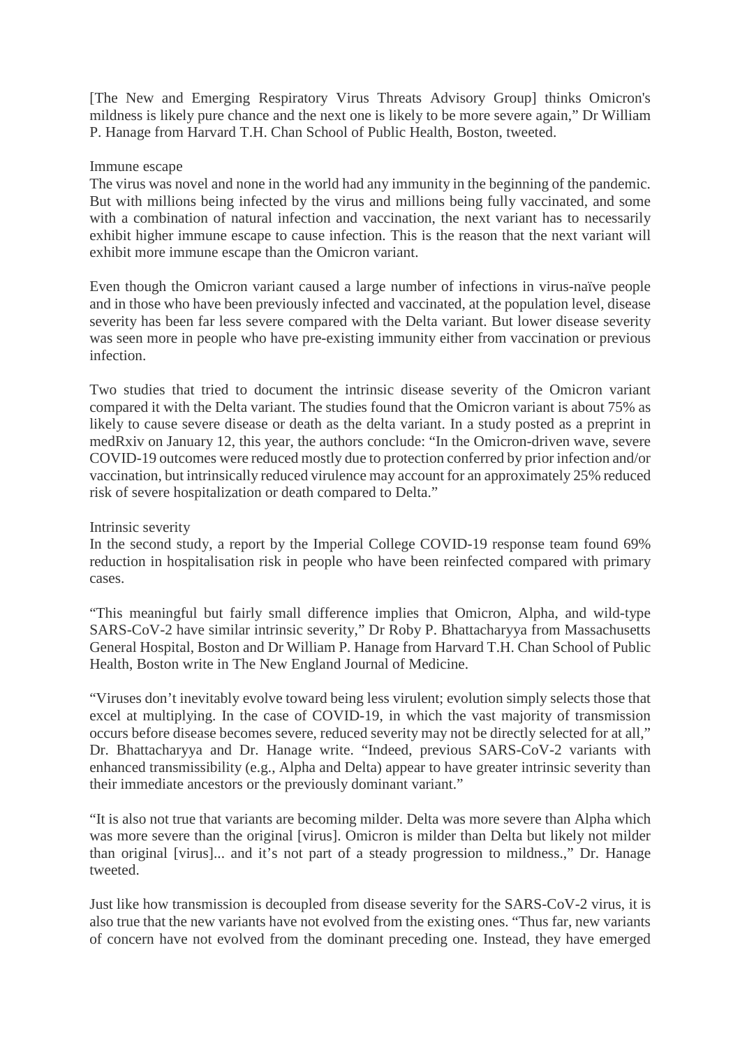[The New and Emerging Respiratory Virus Threats Advisory Group] thinks Omicron's mildness is likely pure chance and the next one is likely to be more severe again," Dr William P. Hanage from Harvard T.H. Chan School of Public Health, Boston, tweeted.

## Immune escape

The virus was novel and none in the world had any immunity in the beginning of the pandemic. But with millions being infected by the virus and millions being fully vaccinated, and some with a combination of natural infection and vaccination, the next variant has to necessarily exhibit higher immune escape to cause infection. This is the reason that the next variant will exhibit more immune escape than the Omicron variant.

Even though the Omicron variant caused a large number of infections in virus-naïve people and in those who have been previously infected and vaccinated, at the population level, disease severity has been far less severe compared with the Delta variant. But lower disease severity was seen more in people who have pre-existing immunity either from vaccination or previous infection.

Two studies that tried to document the intrinsic disease severity of the Omicron variant compared it with the Delta variant. The studies found that the Omicron variant is about 75% as likely to cause severe disease or death as the delta variant. In a study posted as a preprint in medRxiv on January 12, this year, the authors conclude: "In the Omicron-driven wave, severe COVID-19 outcomes were reduced mostly due to protection conferred by prior infection and/or vaccination, but intrinsically reduced virulence may account for an approximately 25% reduced risk of severe hospitalization or death compared to Delta."

## Intrinsic severity

In the second study, a report by the Imperial College COVID-19 response team found 69% reduction in hospitalisation risk in people who have been reinfected compared with primary cases.

"This meaningful but fairly small difference implies that Omicron, Alpha, and wild-type SARS-CoV-2 have similar intrinsic severity," Dr Roby P. Bhattacharyya from Massachusetts General Hospital, Boston and Dr William P. Hanage from Harvard T.H. Chan School of Public Health, Boston write in The New England Journal of Medicine.

"Viruses don't inevitably evolve toward being less virulent; evolution simply selects those that excel at multiplying. In the case of COVID-19, in which the vast majority of transmission occurs before disease becomes severe, reduced severity may not be directly selected for at all," Dr. Bhattacharyya and Dr. Hanage write. "Indeed, previous SARS-CoV-2 variants with enhanced transmissibility (e.g., Alpha and Delta) appear to have greater intrinsic severity than their immediate ancestors or the previously dominant variant."

"It is also not true that variants are becoming milder. Delta was more severe than Alpha which was more severe than the original [virus]. Omicron is milder than Delta but likely not milder than original [virus]... and it's not part of a steady progression to mildness.," Dr. Hanage tweeted.

Just like how transmission is decoupled from disease severity for the SARS-CoV-2 virus, it is also true that the new variants have not evolved from the existing ones. "Thus far, new variants of concern have not evolved from the dominant preceding one. Instead, they have emerged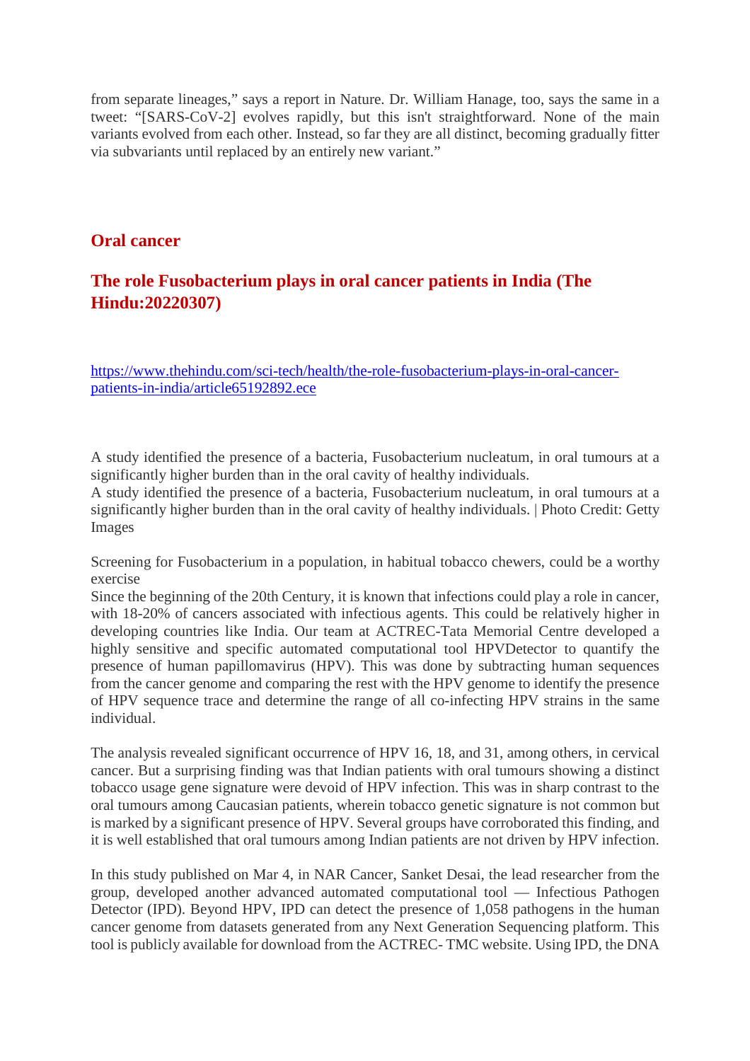from separate lineages," says a report in Nature. Dr. William Hanage, too, says the same in a tweet: "[SARS-CoV-2] evolves rapidly, but this isn't straightforward. None of the main variants evolved from each other. Instead, so far they are all distinct, becoming gradually fitter via subvariants until replaced by an entirely new variant."

## Oral cancer

## The role Fusobacterium plays in oral cancer patients in India (The Hindu:20220307)

https://www.thehindu.com/sci-tech/health/the-role-fusobacterium-plays-in-oral-cancer-patients-in-india/article65192892.ece

A study identified the presence of a bacteria, Fusobacterium nucleatum, in oral tumours at a significantly higher burden than in the oral cavity of healthy individuals.
A study identified the presence of a bacteria, Fusobacterium nucleatum, in oral tumours at a significantly higher burden than in the oral cavity of healthy individuals. | Photo Credit: Getty Images

Screening for Fusobacterium in a population, in habitual tobacco chewers, could be a worthy exercise
Since the beginning of the 20th Century, it is known that infections could play a role in cancer, with 18-20% of cancers associated with infectious agents. This could be relatively higher in developing countries like India. Our team at ACTREC-Tata Memorial Centre developed a highly sensitive and specific automated computational tool HPVDetector to quantify the presence of human papillomavirus (HPV). This was done by subtracting human sequences from the cancer genome and comparing the rest with the HPV genome to identify the presence of HPV sequence trace and determine the range of all co-infecting HPV strains in the same individual.

The analysis revealed significant occurrence of HPV 16, 18, and 31, among others, in cervical cancer. But a surprising finding was that Indian patients with oral tumours showing a distinct tobacco usage gene signature were devoid of HPV infection. This was in sharp contrast to the oral tumours among Caucasian patients, wherein tobacco genetic signature is not common but is marked by a significant presence of HPV. Several groups have corroborated this finding, and it is well established that oral tumours among Indian patients are not driven by HPV infection.

In this study published on Mar 4, in NAR Cancer, Sanket Desai, the lead researcher from the group, developed another advanced automated computational tool — Infectious Pathogen Detector (IPD). Beyond HPV, IPD can detect the presence of 1,058 pathogens in the human cancer genome from datasets generated from any Next Generation Sequencing platform. This tool is publicly available for download from the ACTREC- TMC website. Using IPD, the DNA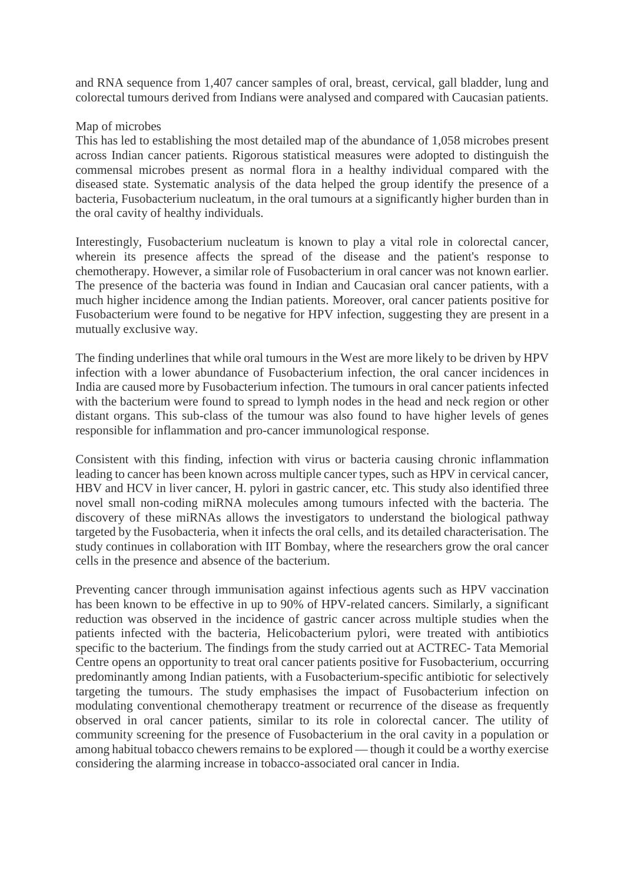and RNA sequence from 1,407 cancer samples of oral, breast, cervical, gall bladder, lung and colorectal tumours derived from Indians were analysed and compared with Caucasian patients.

## Map of microbes

This has led to establishing the most detailed map of the abundance of 1,058 microbes present across Indian cancer patients. Rigorous statistical measures were adopted to distinguish the commensal microbes present as normal flora in a healthy individual compared with the diseased state. Systematic analysis of the data helped the group identify the presence of a bacteria, Fusobacterium nucleatum, in the oral tumours at a significantly higher burden than in the oral cavity of healthy individuals.

Interestingly, Fusobacterium nucleatum is known to play a vital role in colorectal cancer, wherein its presence affects the spread of the disease and the patient's response to chemotherapy. However, a similar role of Fusobacterium in oral cancer was not known earlier. The presence of the bacteria was found in Indian and Caucasian oral cancer patients, with a much higher incidence among the Indian patients. Moreover, oral cancer patients positive for Fusobacterium were found to be negative for HPV infection, suggesting they are present in a mutually exclusive way.

The finding underlines that while oral tumours in the West are more likely to be driven by HPV infection with a lower abundance of Fusobacterium infection, the oral cancer incidences in India are caused more by Fusobacterium infection. The tumours in oral cancer patients infected with the bacterium were found to spread to lymph nodes in the head and neck region or other distant organs. This sub-class of the tumour was also found to have higher levels of genes responsible for inflammation and pro-cancer immunological response.

Consistent with this finding, infection with virus or bacteria causing chronic inflammation leading to cancer has been known across multiple cancer types, such as HPV in cervical cancer, HBV and HCV in liver cancer, H. pylori in gastric cancer, etc. This study also identified three novel small non-coding miRNA molecules among tumours infected with the bacteria. The discovery of these miRNAs allows the investigators to understand the biological pathway targeted by the Fusobacteria, when it infects the oral cells, and its detailed characterisation. The study continues in collaboration with IIT Bombay, where the researchers grow the oral cancer cells in the presence and absence of the bacterium.

Preventing cancer through immunisation against infectious agents such as HPV vaccination has been known to be effective in up to 90% of HPV-related cancers. Similarly, a significant reduction was observed in the incidence of gastric cancer across multiple studies when the patients infected with the bacteria, Helicobacterium pylori, were treated with antibiotics specific to the bacterium. The findings from the study carried out at ACTREC- Tata Memorial Centre opens an opportunity to treat oral cancer patients positive for Fusobacterium, occurring predominantly among Indian patients, with a Fusobacterium-specific antibiotic for selectively targeting the tumours. The study emphasises the impact of Fusobacterium infection on modulating conventional chemotherapy treatment or recurrence of the disease as frequently observed in oral cancer patients, similar to its role in colorectal cancer. The utility of community screening for the presence of Fusobacterium in the oral cavity in a population or among habitual tobacco chewers remains to be explored — though it could be a worthy exercise considering the alarming increase in tobacco-associated oral cancer in India.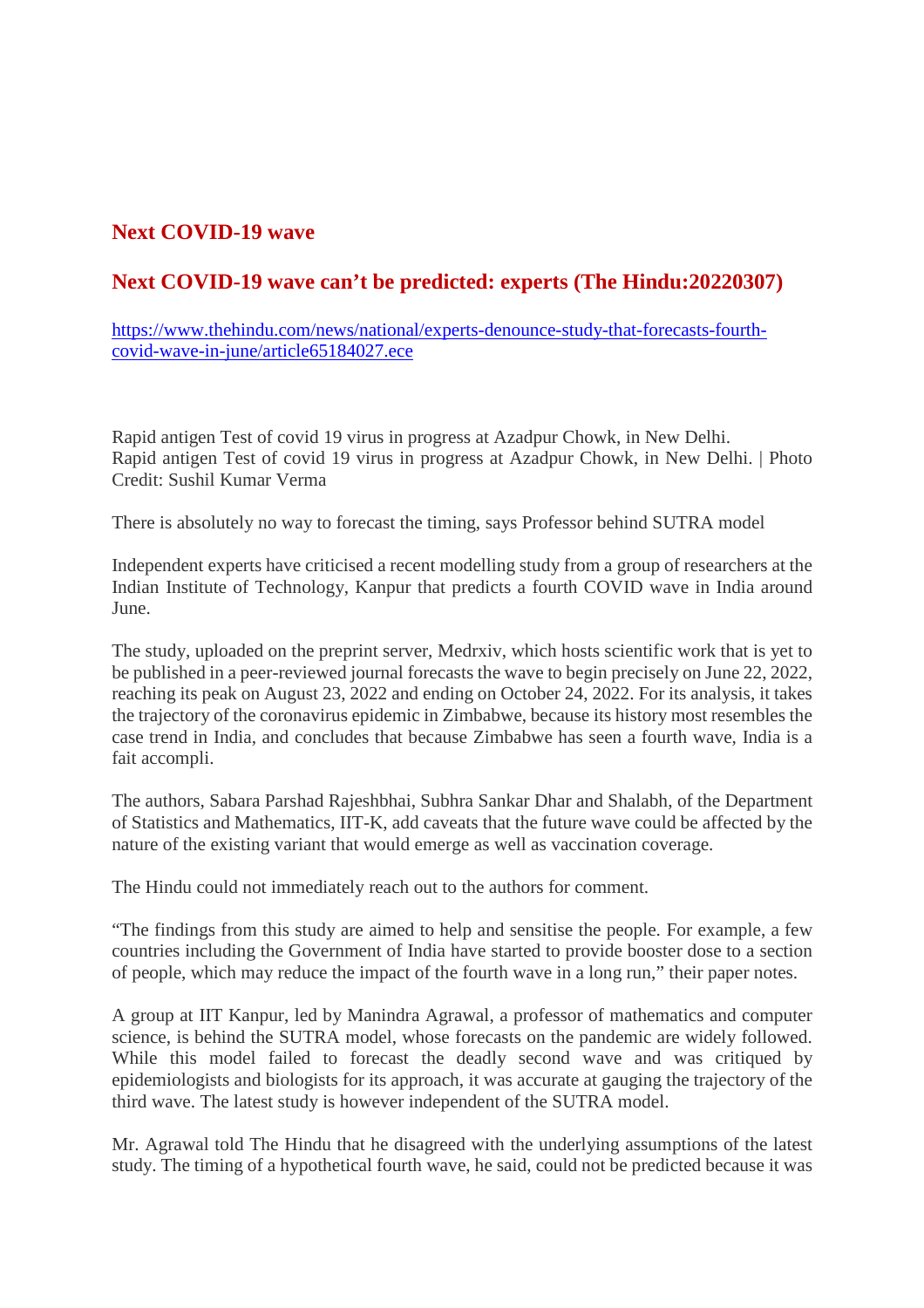## Next COVID-19 wave

## Next COVID-19 wave can't be predicted: experts (The Hindu:20220307)

https://www.thehindu.com/news/national/experts-denounce-study-that-forecasts-fourth-covid-wave-in-june/article65184027.ece

Rapid antigen Test of covid 19 virus in progress at Azadpur Chowk, in New Delhi.
Rapid antigen Test of covid 19 virus in progress at Azadpur Chowk, in New Delhi. | Photo Credit: Sushil Kumar Verma

There is absolutely no way to forecast the timing, says Professor behind SUTRA model

Independent experts have criticised a recent modelling study from a group of researchers at the Indian Institute of Technology, Kanpur that predicts a fourth COVID wave in India around June.

The study, uploaded on the preprint server, Medrxiv, which hosts scientific work that is yet to be published in a peer-reviewed journal forecasts the wave to begin precisely on June 22, 2022, reaching its peak on August 23, 2022 and ending on October 24, 2022. For its analysis, it takes the trajectory of the coronavirus epidemic in Zimbabwe, because its history most resembles the case trend in India, and concludes that because Zimbabwe has seen a fourth wave, India is a fait accompli.

The authors, Sabara Parshad Rajeshbhai, Subhra Sankar Dhar and Shalabh, of the Department of Statistics and Mathematics, IIT-K, add caveats that the future wave could be affected by the nature of the existing variant that would emerge as well as vaccination coverage.

The Hindu could not immediately reach out to the authors for comment.

"The findings from this study are aimed to help and sensitise the people. For example, a few countries including the Government of India have started to provide booster dose to a section of people, which may reduce the impact of the fourth wave in a long run," their paper notes.

A group at IIT Kanpur, led by Manindra Agrawal, a professor of mathematics and computer science, is behind the SUTRA model, whose forecasts on the pandemic are widely followed. While this model failed to forecast the deadly second wave and was critiqued by epidemiologists and biologists for its approach, it was accurate at gauging the trajectory of the third wave. The latest study is however independent of the SUTRA model.

Mr. Agrawal told The Hindu that he disagreed with the underlying assumptions of the latest study. The timing of a hypothetical fourth wave, he said, could not be predicted because it was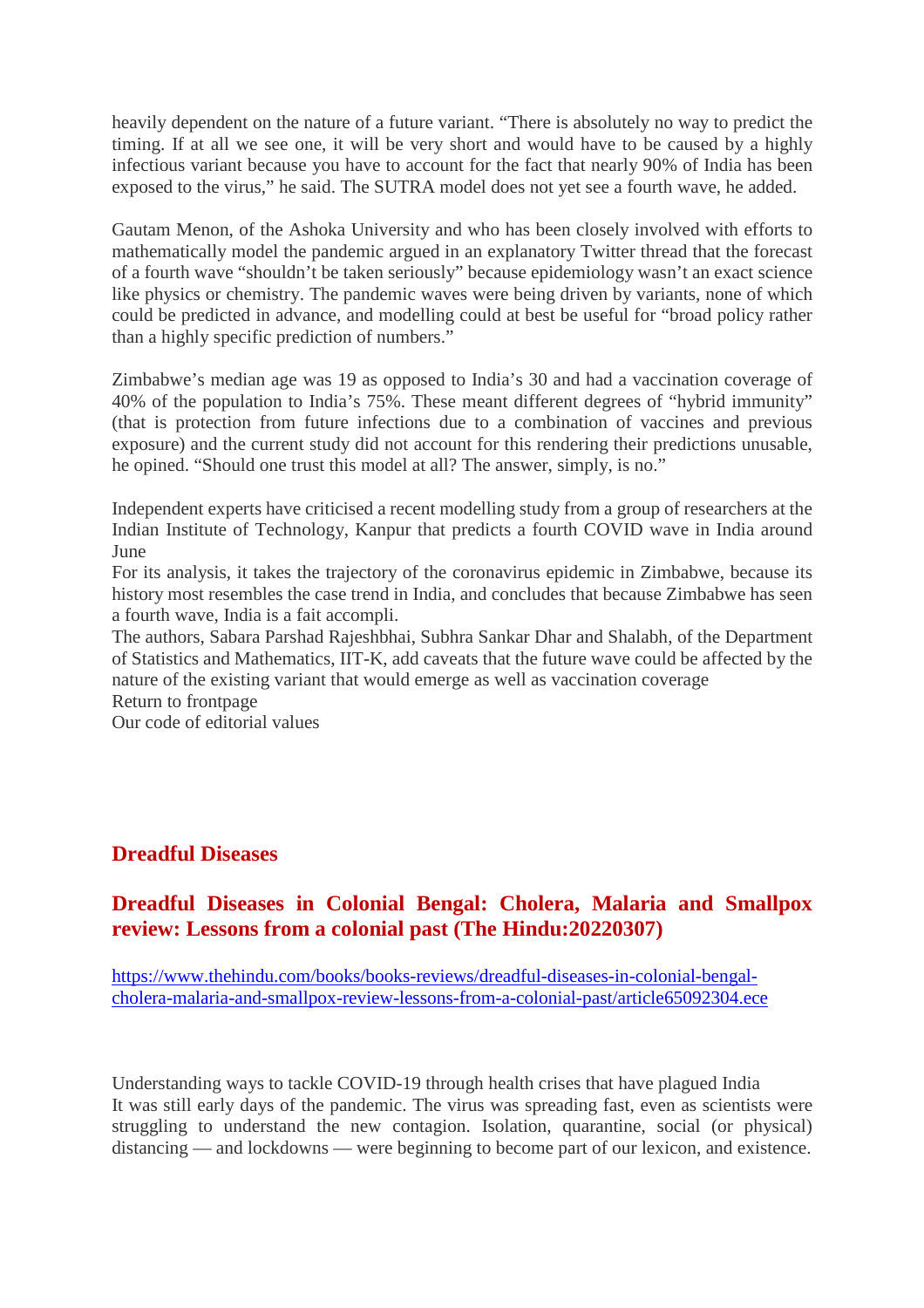heavily dependent on the nature of a future variant. “There is absolutely no way to predict the timing. If at all we see one, it will be very short and would have to be caused by a highly infectious variant because you have to account for the fact that nearly 90% of India has been exposed to the virus,” he said. The SUTRA model does not yet see a fourth wave, he added.

Gautam Menon, of the Ashoka University and who has been closely involved with efforts to mathematically model the pandemic argued in an explanatory Twitter thread that the forecast of a fourth wave “shouldn’t be taken seriously” because epidemiology wasn’t an exact science like physics or chemistry. The pandemic waves were being driven by variants, none of which could be predicted in advance, and modelling could at best be useful for “broad policy rather than a highly specific prediction of numbers.”

Zimbabwe’s median age was 19 as opposed to India’s 30 and had a vaccination coverage of 40% of the population to India’s 75%. These meant different degrees of “hybrid immunity” (that is protection from future infections due to a combination of vaccines and previous exposure) and the current study did not account for this rendering their predictions unusable, he opined. “Should one trust this model at all? The answer, simply, is no.”

Independent experts have criticised a recent modelling study from a group of researchers at the Indian Institute of Technology, Kanpur that predicts a fourth COVID wave in India around June

For its analysis, it takes the trajectory of the coronavirus epidemic in Zimbabwe, because its history most resembles the case trend in India, and concludes that because Zimbabwe has seen a fourth wave, India is a fait accompli.

The authors, Sabara Parshad Rajeshbhai, Subhra Sankar Dhar and Shalabh, of the Department of Statistics and Mathematics, IIT-K, add caveats that the future wave could be affected by the nature of the existing variant that would emerge as well as vaccination coverage

Return to frontpage

Our code of editorial values

## Dreadful Diseases

### Dreadful Diseases in Colonial Bengal: Cholera, Malaria and Smallpox review: Lessons from a colonial past (The Hindu:20220307)

https://www.thehindu.com/books/books-reviews/dreadful-diseases-in-colonial-bengal-cholera-malaria-and-smallpox-review-lessons-from-a-colonial-past/article65092304.ece

Understanding ways to tackle COVID-19 through health crises that have plagued India

It was still early days of the pandemic. The virus was spreading fast, even as scientists were struggling to understand the new contagion. Isolation, quarantine, social (or physical) distancing — and lockdowns — were beginning to become part of our lexicon, and existence.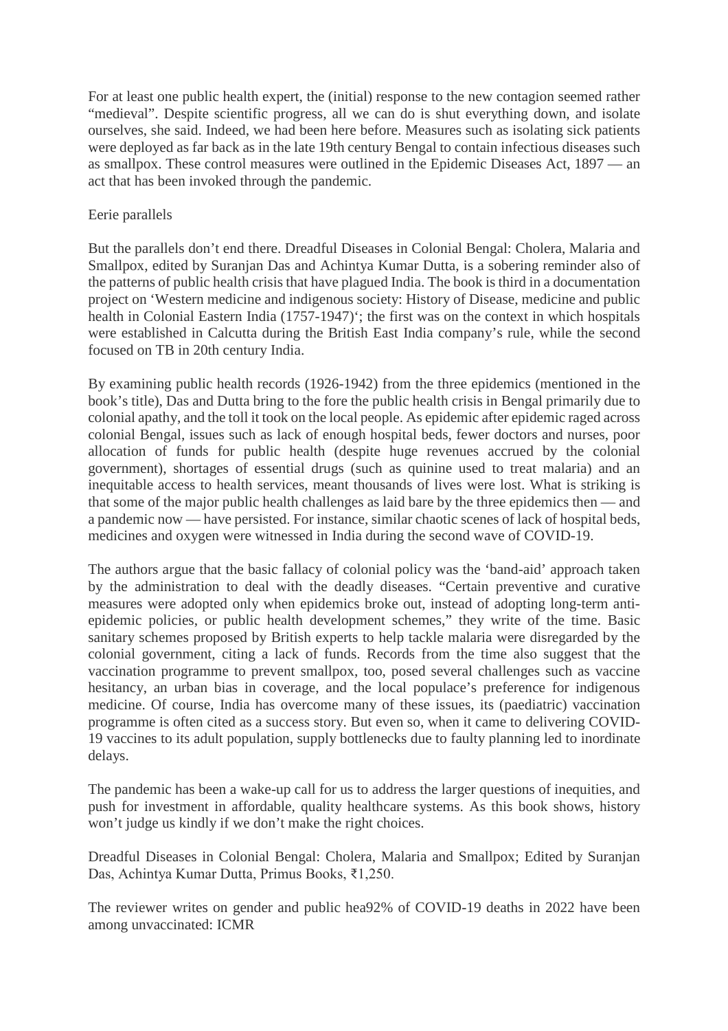For at least one public health expert, the (initial) response to the new contagion seemed rather "medieval". Despite scientific progress, all we can do is shut everything down, and isolate ourselves, she said. Indeed, we had been here before. Measures such as isolating sick patients were deployed as far back as in the late 19th century Bengal to contain infectious diseases such as smallpox. These control measures were outlined in the Epidemic Diseases Act, 1897 — an act that has been invoked through the pandemic.

## Eerie parallels

But the parallels don't end there. Dreadful Diseases in Colonial Bengal: Cholera, Malaria and Smallpox, edited by Suranjan Das and Achintya Kumar Dutta, is a sobering reminder also of the patterns of public health crisis that have plagued India. The book is third in a documentation project on 'Western medicine and indigenous society: History of Disease, medicine and public health in Colonial Eastern India (1757-1947)'; the first was on the context in which hospitals were established in Calcutta during the British East India company's rule, while the second focused on TB in 20th century India.

By examining public health records (1926-1942) from the three epidemics (mentioned in the book's title), Das and Dutta bring to the fore the public health crisis in Bengal primarily due to colonial apathy, and the toll it took on the local people. As epidemic after epidemic raged across colonial Bengal, issues such as lack of enough hospital beds, fewer doctors and nurses, poor allocation of funds for public health (despite huge revenues accrued by the colonial government), shortages of essential drugs (such as quinine used to treat malaria) and an inequitable access to health services, meant thousands of lives were lost. What is striking is that some of the major public health challenges as laid bare by the three epidemics then — and a pandemic now — have persisted. For instance, similar chaotic scenes of lack of hospital beds, medicines and oxygen were witnessed in India during the second wave of COVID-19.

The authors argue that the basic fallacy of colonial policy was the 'band-aid' approach taken by the administration to deal with the deadly diseases. "Certain preventive and curative measures were adopted only when epidemics broke out, instead of adopting long-term anti-epidemic policies, or public health development schemes," they write of the time. Basic sanitary schemes proposed by British experts to help tackle malaria were disregarded by the colonial government, citing a lack of funds. Records from the time also suggest that the vaccination programme to prevent smallpox, too, posed several challenges such as vaccine hesitancy, an urban bias in coverage, and the local populace's preference for indigenous medicine. Of course, India has overcome many of these issues, its (paediatric) vaccination programme is often cited as a success story. But even so, when it came to delivering COVID-19 vaccines to its adult population, supply bottlenecks due to faulty planning led to inordinate delays.

The pandemic has been a wake-up call for us to address the larger questions of inequities, and push for investment in affordable, quality healthcare systems. As this book shows, history won't judge us kindly if we don't make the right choices.

Dreadful Diseases in Colonial Bengal: Cholera, Malaria and Smallpox; Edited by Suranjan Das, Achintya Kumar Dutta, Primus Books, ₹1,250.

The reviewer writes on gender and public hea92% of COVID-19 deaths in 2022 have been among unvaccinated: ICMR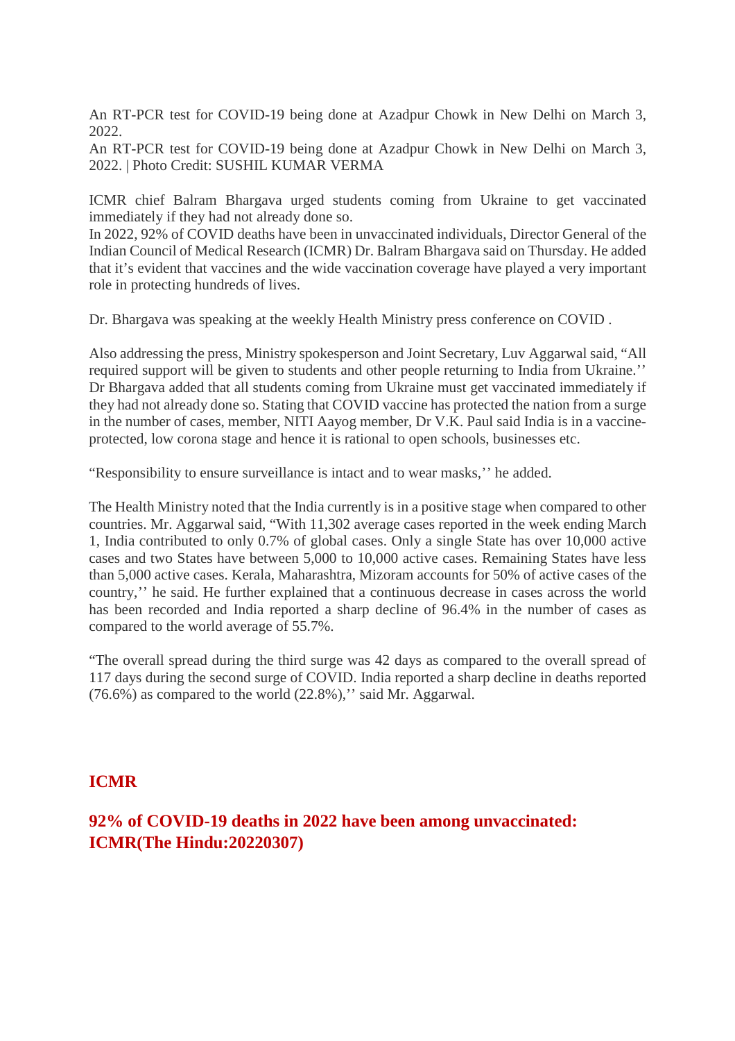An RT-PCR test for COVID-19 being done at Azadpur Chowk in New Delhi on March 3, 2022.
An RT-PCR test for COVID-19 being done at Azadpur Chowk in New Delhi on March 3, 2022. | Photo Credit: SUSHIL KUMAR VERMA

ICMR chief Balram Bhargava urged students coming from Ukraine to get vaccinated immediately if they had not already done so.
In 2022, 92% of COVID deaths have been in unvaccinated individuals, Director General of the Indian Council of Medical Research (ICMR) Dr. Balram Bhargava said on Thursday. He added that it's evident that vaccines and the wide vaccination coverage have played a very important role in protecting hundreds of lives.

Dr. Bhargava was speaking at the weekly Health Ministry press conference on COVID .

Also addressing the press, Ministry spokesperson and Joint Secretary, Luv Aggarwal said, "All required support will be given to students and other people returning to India from Ukraine.'' Dr Bhargava added that all students coming from Ukraine must get vaccinated immediately if they had not already done so. Stating that COVID vaccine has protected the nation from a surge in the number of cases, member, NITI Aayog member, Dr V.K. Paul said India is in a vaccine-protected, low corona stage and hence it is rational to open schools, businesses etc.

"Responsibility to ensure surveillance is intact and to wear masks,'' he added.

The Health Ministry noted that the India currently is in a positive stage when compared to other countries. Mr. Aggarwal said, "With 11,302 average cases reported in the week ending March 1, India contributed to only 0.7% of global cases. Only a single State has over 10,000 active cases and two States have between 5,000 to 10,000 active cases. Remaining States have less than 5,000 active cases. Kerala, Maharashtra, Mizoram accounts for 50% of active cases of the country,'' he said. He further explained that a continuous decrease in cases across the world has been recorded and India reported a sharp decline of 96.4% in the number of cases as compared to the world average of 55.7%.

"The overall spread during the third surge was 42 days as compared to the overall spread of 117 days during the second surge of COVID. India reported a sharp decline in deaths reported (76.6%) as compared to the world (22.8%),'' said Mr. Aggarwal.

## ICMR

## 92% of COVID-19 deaths in 2022 have been among unvaccinated: ICMR(The Hindu:20220307)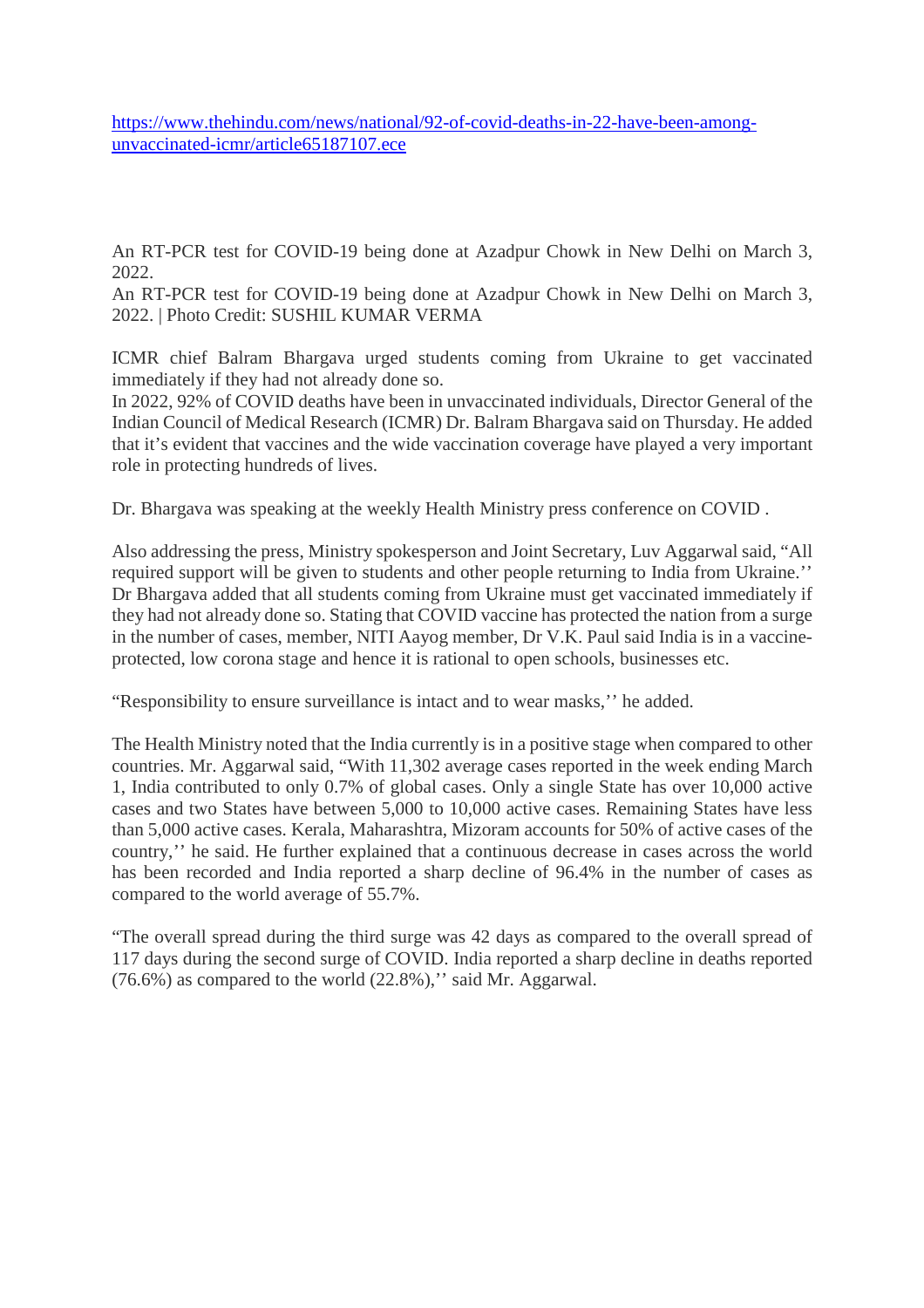https://www.thehindu.com/news/national/92-of-covid-deaths-in-22-have-been-among-unvaccinated-icmr/article65187107.ece

An RT-PCR test for COVID-19 being done at Azadpur Chowk in New Delhi on March 3, 2022.
An RT-PCR test for COVID-19 being done at Azadpur Chowk in New Delhi on March 3, 2022. | Photo Credit: SUSHIL KUMAR VERMA

ICMR chief Balram Bhargava urged students coming from Ukraine to get vaccinated immediately if they had not already done so.
In 2022, 92% of COVID deaths have been in unvaccinated individuals, Director General of the Indian Council of Medical Research (ICMR) Dr. Balram Bhargava said on Thursday. He added that it's evident that vaccines and the wide vaccination coverage have played a very important role in protecting hundreds of lives.

Dr. Bhargava was speaking at the weekly Health Ministry press conference on COVID .

Also addressing the press, Ministry spokesperson and Joint Secretary, Luv Aggarwal said, "All required support will be given to students and other people returning to India from Ukraine.'' Dr Bhargava added that all students coming from Ukraine must get vaccinated immediately if they had not already done so. Stating that COVID vaccine has protected the nation from a surge in the number of cases, member, NITI Aayog member, Dr V.K. Paul said India is in a vaccine-protected, low corona stage and hence it is rational to open schools, businesses etc.

"Responsibility to ensure surveillance is intact and to wear masks,'' he added.

The Health Ministry noted that the India currently is in a positive stage when compared to other countries. Mr. Aggarwal said, "With 11,302 average cases reported in the week ending March 1, India contributed to only 0.7% of global cases. Only a single State has over 10,000 active cases and two States have between 5,000 to 10,000 active cases. Remaining States have less than 5,000 active cases. Kerala, Maharashtra, Mizoram accounts for 50% of active cases of the country,'' he said. He further explained that a continuous decrease in cases across the world has been recorded and India reported a sharp decline of 96.4% in the number of cases as compared to the world average of 55.7%.

"The overall spread during the third surge was 42 days as compared to the overall spread of 117 days during the second surge of COVID. India reported a sharp decline in deaths reported (76.6%) as compared to the world (22.8%),'' said Mr. Aggarwal.